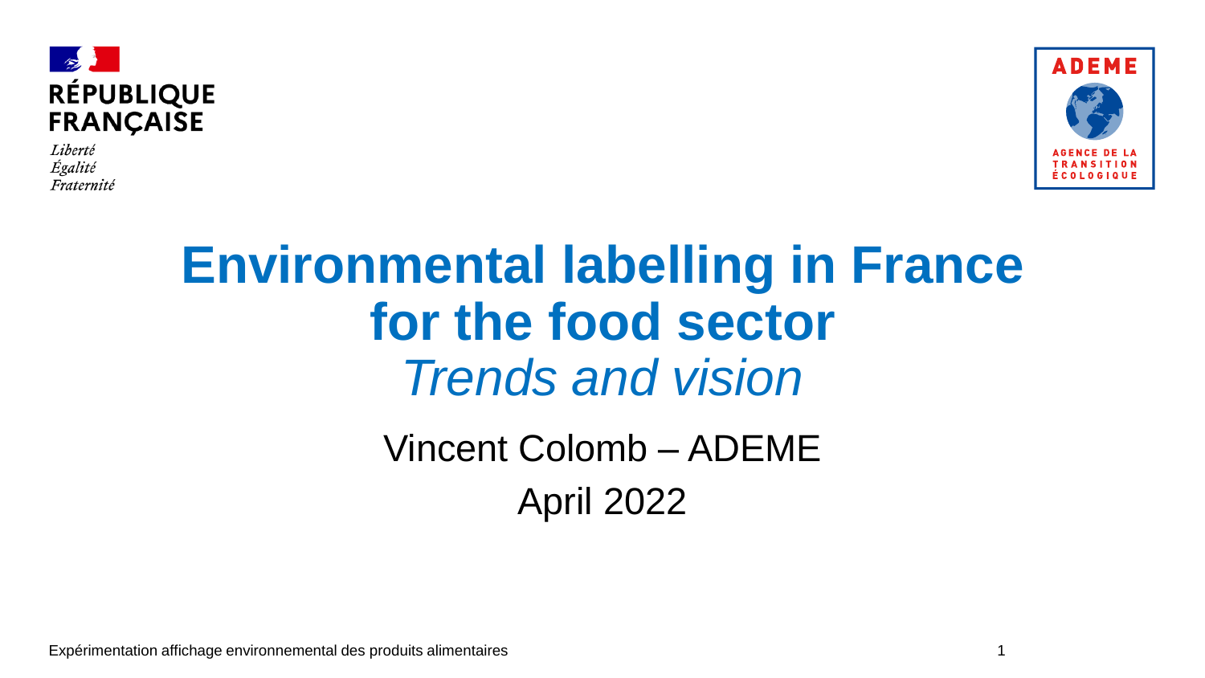RÉPUBLIQUE FRANÇAISE

*Liberté*
*Égalité*
*Fraternité*

ADEME

AGENCE DE LA TRANSITION ÉCOLOGIQUE

# Environmental labelling in France for the food sector

*Trends and vision*

Vincent Colomb – ADEME

April 2022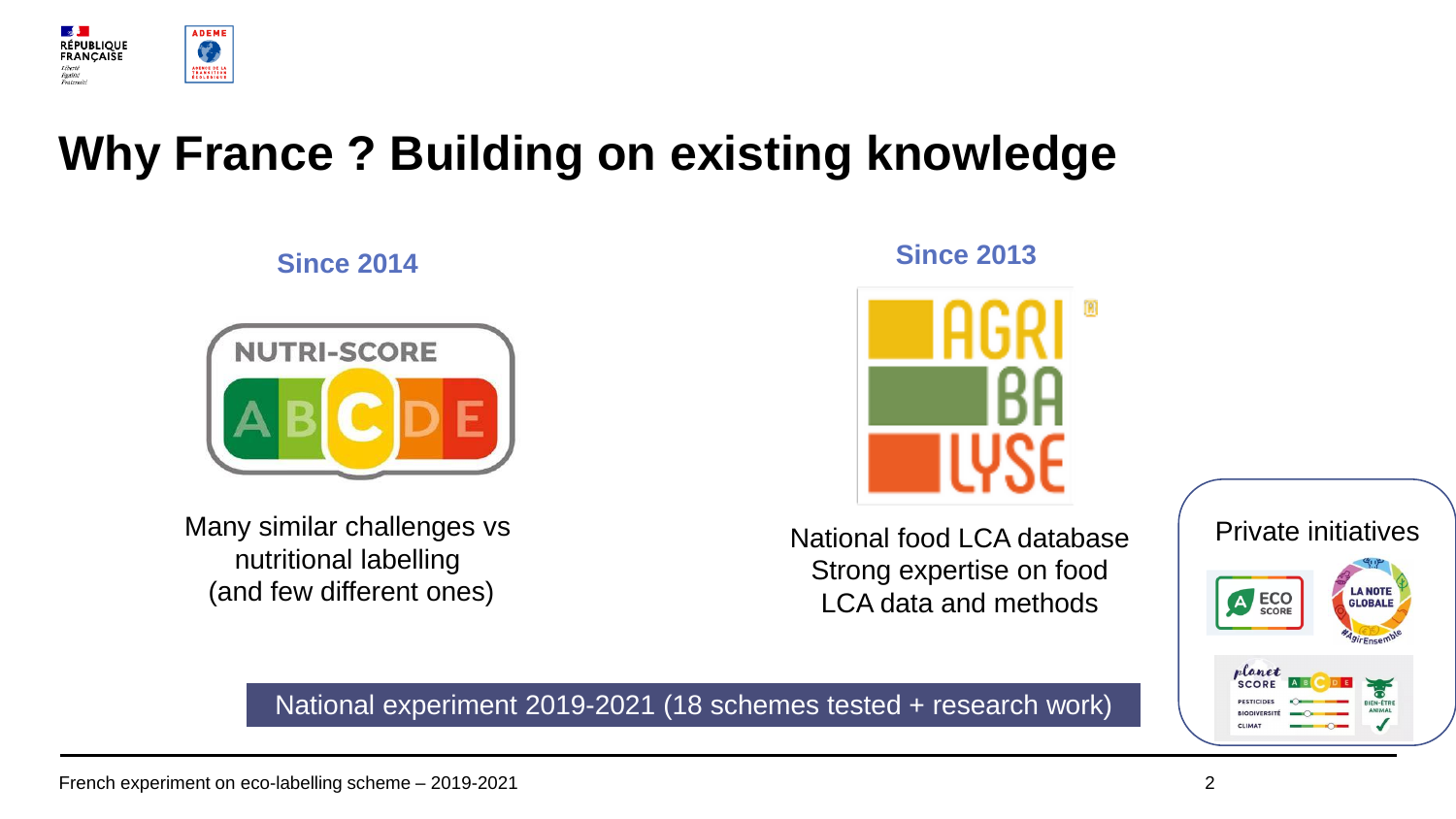# Why France ? Building on existing knowledge

**Since 2014**

NUTRI-SCORE

Many similar challenges vs nutritional labelling (and few different ones)

**Since 2013**

AGRIBALYSE

National food LCA database
Strong expertise on food LCA data and methods

Private initiatives

National experiment 2019-2021 (18 schemes tested + research work)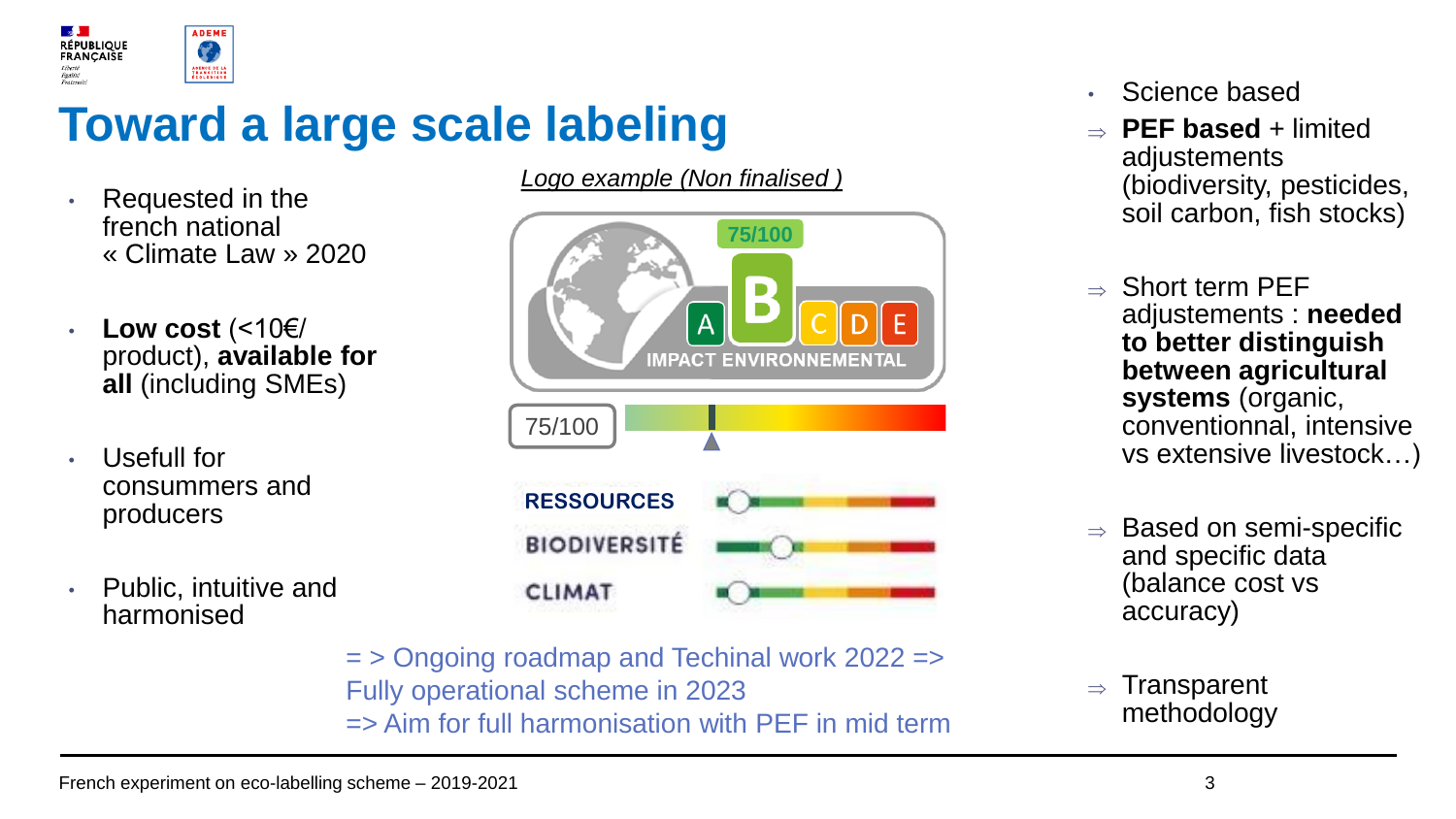# Toward a large scale labeling

- Requested in the french national « Climate Law » 2020
- **Low cost** (<10€/ product), **available for all** (including SMEs)
- Usefull for consummers and producers
- Public, intuitive and harmonised

*Logo example (Non finalised )*

75/100

A B C D E

IMPACT ENVIRONNEMENTAL

75/100

RESSOURCES

BIODIVERSITÉ

CLIMAT

= > Ongoing roadmap and Techinal work 2022 => Fully operational scheme in 2023

=> Aim for full harmonisation with PEF in mid term

- Science based

⇒ **PEF based** + limited adjustements (biodiversity, pesticides, soil carbon, fish stocks)

⇒ Short term PEF adjustements : **needed to better distinguish between agricultural systems** (organic, conventionnal, intensive vs extensive livestock…)

⇒ Based on semi-specific and specific data (balance cost vs accuracy)

⇒ Transparent methodology

French experiment on eco-labelling scheme – 2019-2021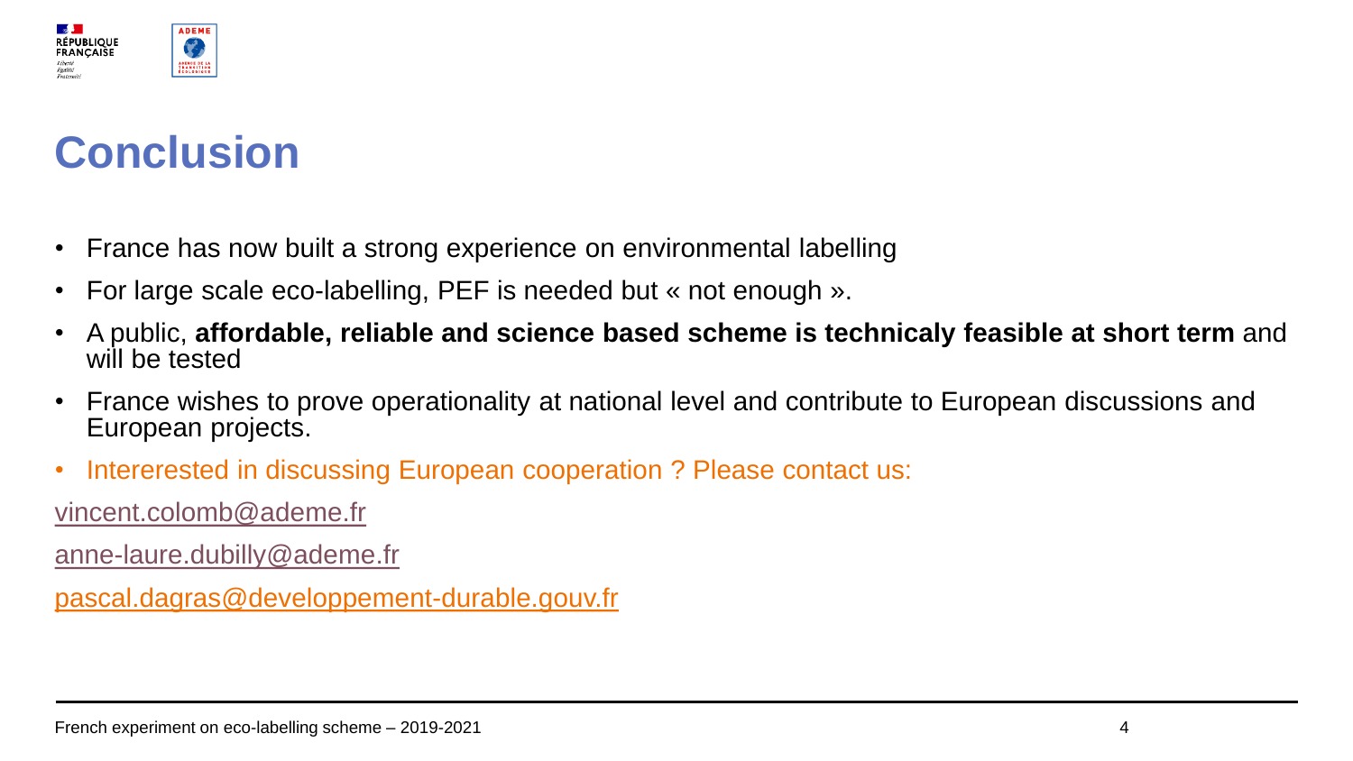# Conclusion

- France has now built a strong experience on environmental labelling
- For large scale eco-labelling, PEF is needed but « not enough ».
- A public, **affordable, reliable and science based scheme is technicaly feasible at short term** and will be tested
- France wishes to prove operationality at national level and contribute to European discussions and European projects.
- Intererested in discussing European cooperation ? Please contact us:

vincent.colomb@ademe.fr

anne-laure.dubilly@ademe.fr

pascal.dagras@developpement-durable.gouv.fr